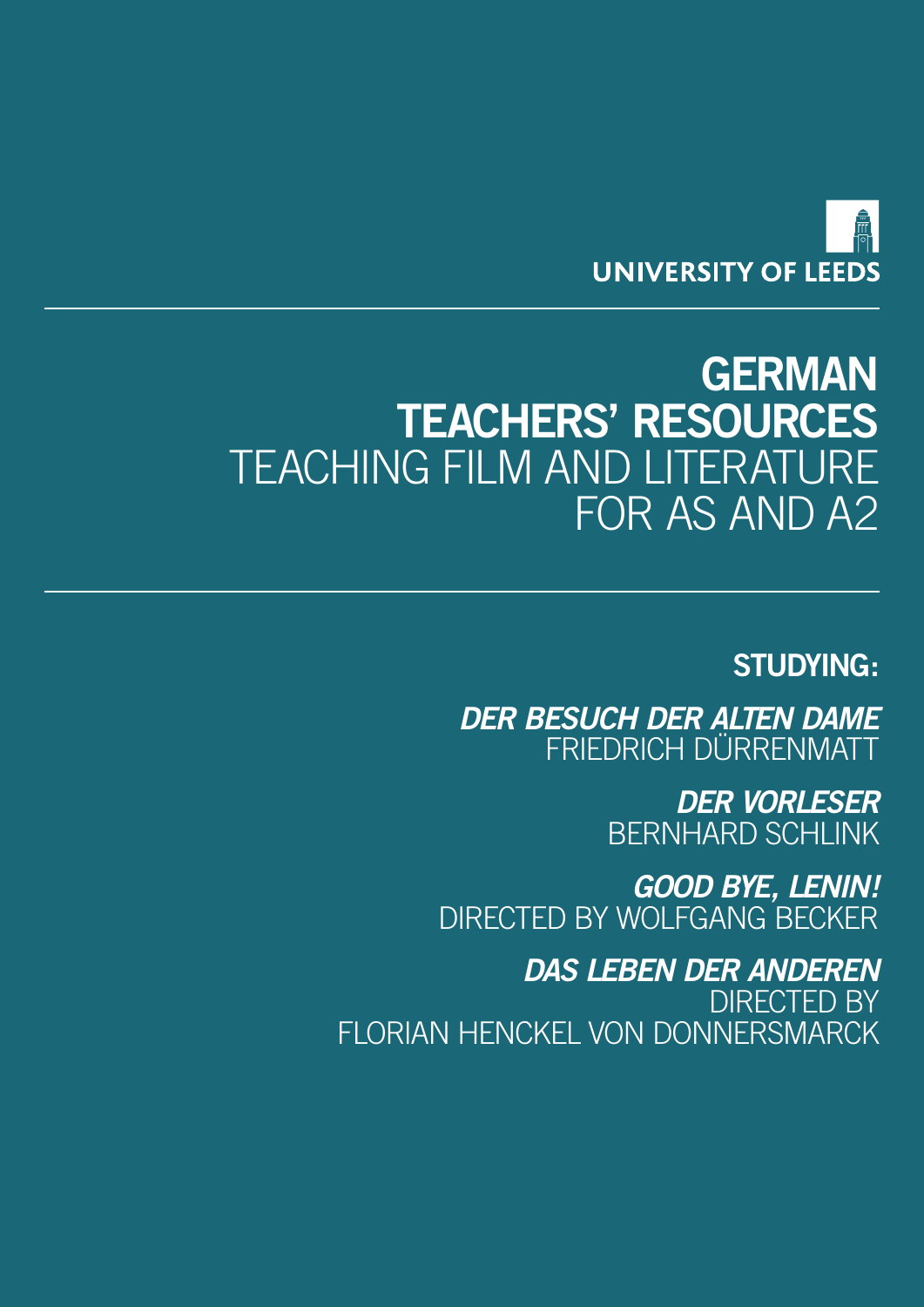UNIVERSITY OF LEEDS

# GERMAN TEACHERS' RESOURCES

## TEACHING FILM AND LITERATURE FOR AS AND A2

**STUDYING:**

***DER BESUCH DER ALTEN DAME***
FRIEDRICH DÜRRENMATT

***DER VORLESER***
BERNHARD SCHLINK

***GOOD BYE, LENIN!***
DIRECTED BY WOLFGANG BECKER

***DAS LEBEN DER ANDEREN***
DIRECTED BY
FLORIAN HENCKEL VON DONNERSMARCK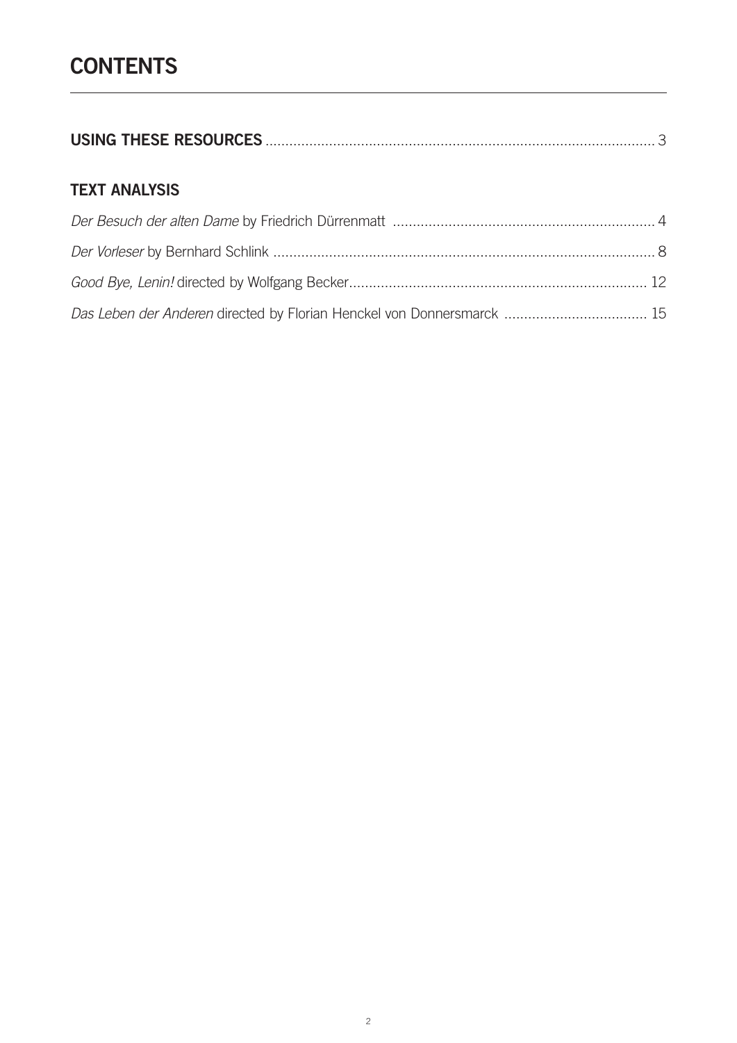# CONTENTS

**USING THESE RESOURCES** .......... 3

## TEXT ANALYSIS

*Der Besuch der alten Dame* by Friedrich Dürrenmatt .......... 4

*Der Vorleser* by Bernhard Schlink .......... 8

*Good Bye, Lenin!* directed by Wolfgang Becker .......... 12

*Das Leben der Anderen* directed by Florian Henckel von Donnersmarck .......... 15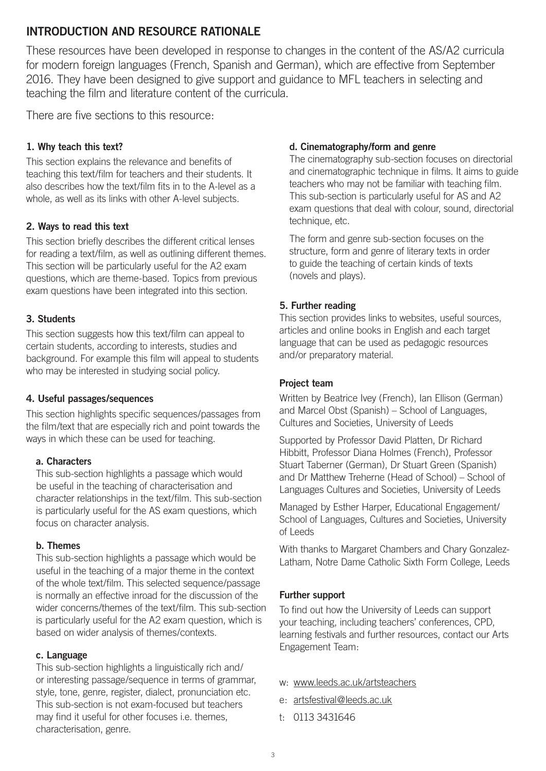## INTRODUCTION AND RESOURCE RATIONALE

These resources have been developed in response to changes in the content of the AS/A2 curricula for modern foreign languages (French, Spanish and German), which are effective from September 2016. They have been designed to give support and guidance to MFL teachers in selecting and teaching the film and literature content of the curricula.

There are five sections to this resource:

### 1. Why teach this text?

This section explains the relevance and benefits of teaching this text/film for teachers and their students. It also describes how the text/film fits in to the A-level as a whole, as well as its links with other A-level subjects.

### 2. Ways to read this text

This section briefly describes the different critical lenses for reading a text/film, as well as outlining different themes. This section will be particularly useful for the A2 exam questions, which are theme-based. Topics from previous exam questions have been integrated into this section.

### 3. Students

This section suggests how this text/film can appeal to certain students, according to interests, studies and background. For example this film will appeal to students who may be interested in studying social policy.

### 4. Useful passages/sequences

This section highlights specific sequences/passages from the film/text that are especially rich and point towards the ways in which these can be used for teaching.

#### a. Characters

This sub-section highlights a passage which would be useful in the teaching of characterisation and character relationships in the text/film. This sub-section is particularly useful for the AS exam questions, which focus on character analysis.

#### b. Themes

This sub-section highlights a passage which would be useful in the teaching of a major theme in the context of the whole text/film. This selected sequence/passage is normally an effective inroad for the discussion of the wider concerns/themes of the text/film. This sub-section is particularly useful for the A2 exam question, which is based on wider analysis of themes/contexts.

#### c. Language

This sub-section highlights a linguistically rich and/or interesting passage/sequence in terms of grammar, style, tone, genre, register, dialect, pronunciation etc. This sub-section is not exam-focused but teachers may find it useful for other focuses i.e. themes, characterisation, genre.

#### d. Cinematography/form and genre

The cinematography sub-section focuses on directorial and cinematographic technique in films. It aims to guide teachers who may not be familiar with teaching film. This sub-section is particularly useful for AS and A2 exam questions that deal with colour, sound, directorial technique, etc.

The form and genre sub-section focuses on the structure, form and genre of literary texts in order to guide the teaching of certain kinds of texts (novels and plays).

### 5. Further reading

This section provides links to websites, useful sources, articles and online books in English and each target language that can be used as pedagogic resources and/or preparatory material.

### Project team

Written by Beatrice Ivey (French), Ian Ellison (German) and Marcel Obst (Spanish) – School of Languages, Cultures and Societies, University of Leeds

Supported by Professor David Platten, Dr Richard Hibbitt, Professor Diana Holmes (French), Professor Stuart Taberner (German), Dr Stuart Green (Spanish) and Dr Matthew Treherne (Head of School) – School of Languages Cultures and Societies, University of Leeds

Managed by Esther Harper, Educational Engagement/School of Languages, Cultures and Societies, University of Leeds

With thanks to Margaret Chambers and Chary Gonzalez-Latham, Notre Dame Catholic Sixth Form College, Leeds

### Further support

To find out how the University of Leeds can support your teaching, including teachers' conferences, CPD, learning festivals and further resources, contact our Arts Engagement Team:

- w: www.leeds.ac.uk/artsteachers
- e: artsfestival@leeds.ac.uk
- t: 0113 3431646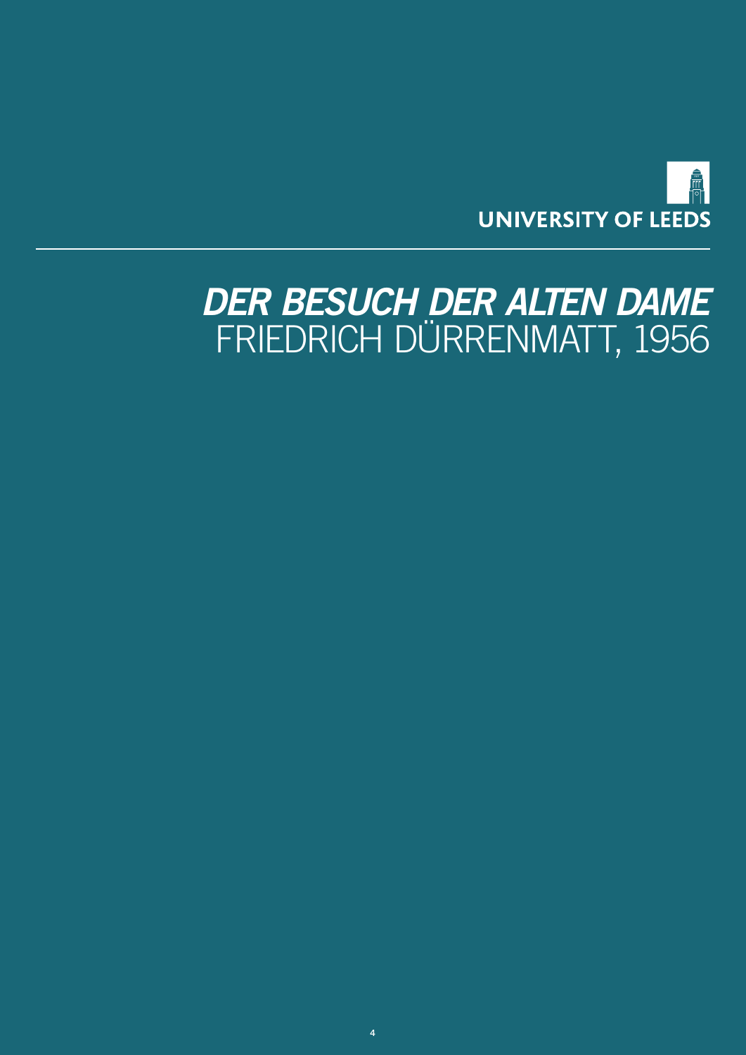UNIVERSITY OF LEEDS

# *DER BESUCH DER ALTEN DAME*
## FRIEDRICH DÜRRENMATT, 1956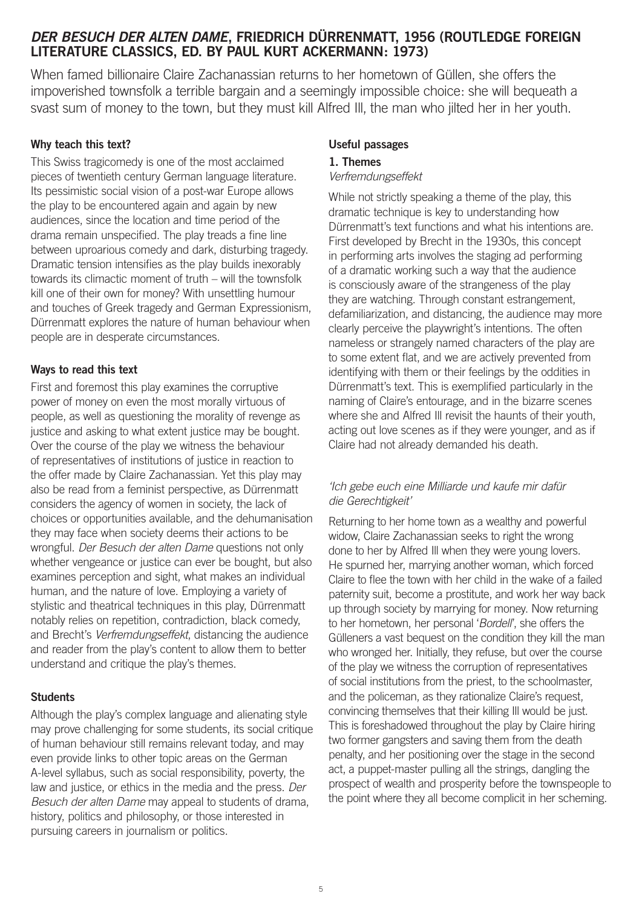## *DER BESUCH DER ALTEN DAME*, FRIEDRICH DÜRRENMATT, 1956 (ROUTLEDGE FOREIGN LITERATURE CLASSICS, ED. BY PAUL KURT ACKERMANN: 1973)

When famed billionaire Claire Zachanassian returns to her hometown of Güllen, she offers the impoverished townsfolk a terrible bargain and a seemingly impossible choice: she will bequeath a svast sum of money to the town, but they must kill Alfred Ill, the man who jilted her in her youth.

### Why teach this text?

This Swiss tragicomedy is one of the most acclaimed pieces of twentieth century German language literature. Its pessimistic social vision of a post-war Europe allows the play to be encountered again and again by new audiences, since the location and time period of the drama remain unspecified. The play treads a fine line between uproarious comedy and dark, disturbing tragedy. Dramatic tension intensifies as the play builds inexorably towards its climactic moment of truth – will the townsfolk kill one of their own for money? With unsettling humour and touches of Greek tragedy and German Expressionism, Dürrenmatt explores the nature of human behaviour when people are in desperate circumstances.

### Ways to read this text

First and foremost this play examines the corruptive power of money on even the most morally virtuous of people, as well as questioning the morality of revenge as justice and asking to what extent justice may be bought. Over the course of the play we witness the behaviour of representatives of institutions of justice in reaction to the offer made by Claire Zachanassian. Yet this play may also be read from a feminist perspective, as Dürrenmatt considers the agency of women in society, the lack of choices or opportunities available, and the dehumanisation they may face when society deems their actions to be wrongful. *Der Besuch der alten Dame* questions not only whether vengeance or justice can ever be bought, but also examines perception and sight, what makes an individual human, and the nature of love. Employing a variety of stylistic and theatrical techniques in this play, Dürrenmatt notably relies on repetition, contradiction, black comedy, and Brecht's *Verfremdungseffekt*, distancing the audience and reader from the play's content to allow them to better understand and critique the play's themes.

### Students

Although the play's complex language and alienating style may prove challenging for some students, its social critique of human behaviour still remains relevant today, and may even provide links to other topic areas on the German A-level syllabus, such as social responsibility, poverty, the law and justice, or ethics in the media and the press. *Der Besuch der alten Dame* may appeal to students of drama, history, politics and philosophy, or those interested in pursuing careers in journalism or politics.

### Useful passages

#### 1. Themes

*Verfremdungseffekt*

While not strictly speaking a theme of the play, this dramatic technique is key to understanding how Dürrenmatt's text functions and what his intentions are. First developed by Brecht in the 1930s, this concept in performing arts involves the staging ad performing of a dramatic working such a way that the audience is consciously aware of the strangeness of the play they are watching. Through constant estrangement, defamiliarization, and distancing, the audience may more clearly perceive the playwright's intentions. The often nameless or strangely named characters of the play are to some extent flat, and we are actively prevented from identifying with them or their feelings by the oddities in Dürrenmatt's text. This is exemplified particularly in the naming of Claire's entourage, and in the bizarre scenes where she and Alfred Ill revisit the haunts of their youth, acting out love scenes as if they were younger, and as if Claire had not already demanded his death.

*'Ich gebe euch eine Milliarde und kaufe mir dafür die Gerechtigkeit'*

Returning to her home town as a wealthy and powerful widow, Claire Zachanassian seeks to right the wrong done to her by Alfred Ill when they were young lovers. He spurned her, marrying another woman, which forced Claire to flee the town with her child in the wake of a failed paternity suit, become a prostitute, and work her way back up through society by marrying for money. Now returning to her hometown, her personal '*Bordell*', she offers the Gülleners a vast bequest on the condition they kill the man who wronged her. Initially, they refuse, but over the course of the play we witness the corruption of representatives of social institutions from the priest, to the schoolmaster, and the policeman, as they rationalize Claire's request, convincing themselves that their killing Ill would be just. This is foreshadowed throughout the play by Claire hiring two former gangsters and saving them from the death penalty, and her positioning over the stage in the second act, a puppet-master pulling all the strings, dangling the prospect of wealth and prosperity before the townspeople to the point where they all become complicit in her scheming.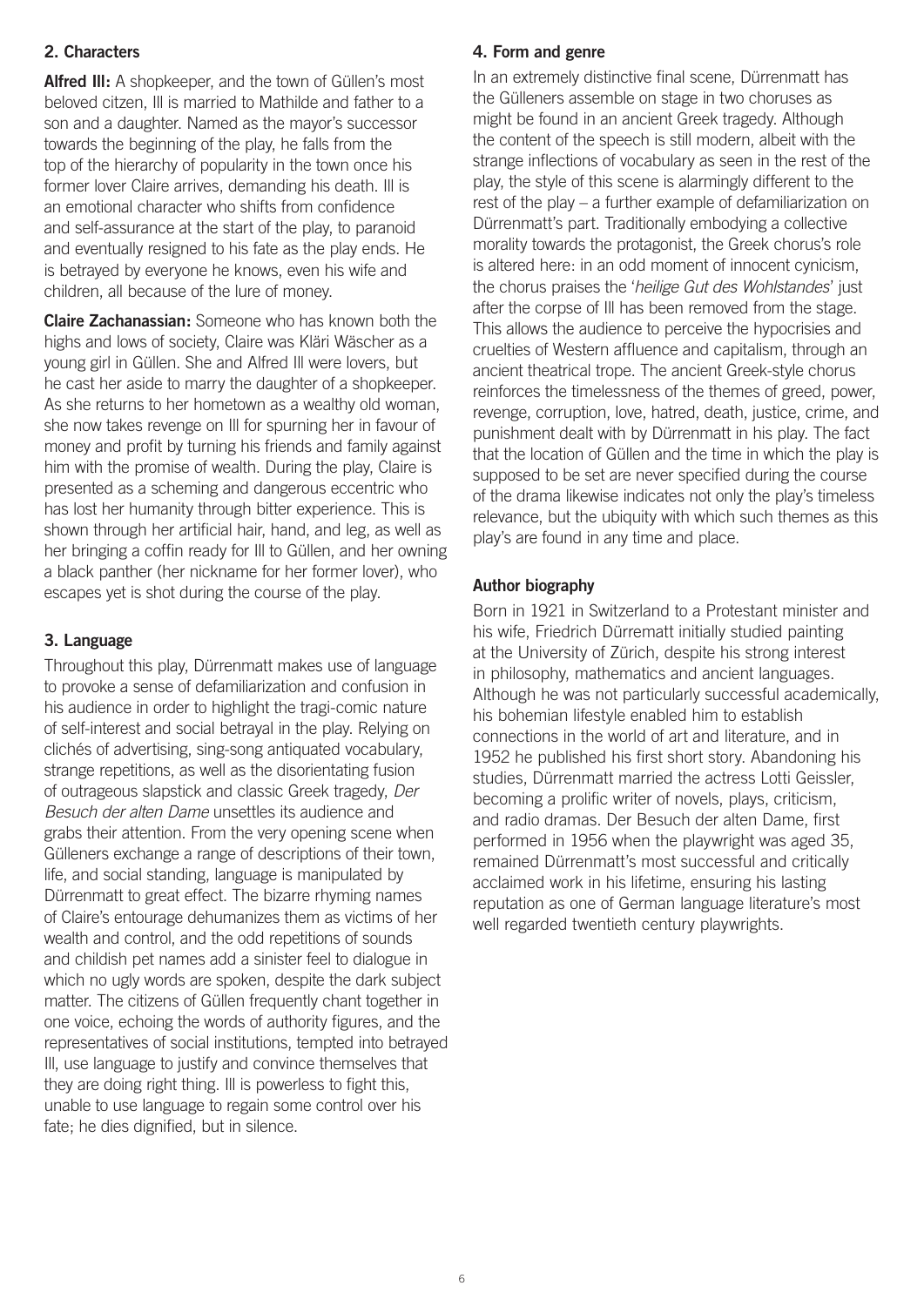## 2. Characters

**Alfred Ill:** A shopkeeper, and the town of Güllen's most beloved citzen, Ill is married to Mathilde and father to a son and a daughter. Named as the mayor's successor towards the beginning of the play, he falls from the top of the hierarchy of popularity in the town once his former lover Claire arrives, demanding his death. Ill is an emotional character who shifts from confidence and self-assurance at the start of the play, to paranoid and eventually resigned to his fate as the play ends. He is betrayed by everyone he knows, even his wife and children, all because of the lure of money.

**Claire Zachanassian:** Someone who has known both the highs and lows of society, Claire was Kläri Wäscher as a young girl in Güllen. She and Alfred Ill were lovers, but he cast her aside to marry the daughter of a shopkeeper. As she returns to her hometown as a wealthy old woman, she now takes revenge on Ill for spurning her in favour of money and profit by turning his friends and family against him with the promise of wealth. During the play, Claire is presented as a scheming and dangerous eccentric who has lost her humanity through bitter experience. This is shown through her artificial hair, hand, and leg, as well as her bringing a coffin ready for Ill to Güllen, and her owning a black panther (her nickname for her former lover), who escapes yet is shot during the course of the play.

## 3. Language

Throughout this play, Dürrenmatt makes use of language to provoke a sense of defamiliarization and confusion in his audience in order to highlight the tragi-comic nature of self-interest and social betrayal in the play. Relying on clichés of advertising, sing-song antiquated vocabulary, strange repetitions, as well as the disorientating fusion of outrageous slapstick and classic Greek tragedy, *Der Besuch der alten Dame* unsettles its audience and grabs their attention. From the very opening scene when Gülleners exchange a range of descriptions of their town, life, and social standing, language is manipulated by Dürrenmatt to great effect. The bizarre rhyming names of Claire's entourage dehumanizes them as victims of her wealth and control, and the odd repetitions of sounds and childish pet names add a sinister feel to dialogue in which no ugly words are spoken, despite the dark subject matter. The citizens of Güllen frequently chant together in one voice, echoing the words of authority figures, and the representatives of social institutions, tempted into betrayed Ill, use language to justify and convince themselves that they are doing right thing. Ill is powerless to fight this, unable to use language to regain some control over his fate; he dies dignified, but in silence.

## 4. Form and genre

In an extremely distinctive final scene, Dürrenmatt has the Gülleners assemble on stage in two choruses as might be found in an ancient Greek tragedy. Although the content of the speech is still modern, albeit with the strange inflections of vocabulary as seen in the rest of the play, the style of this scene is alarmingly different to the rest of the play – a further example of defamiliarization on Dürrenmatt's part. Traditionally embodying a collective morality towards the protagonist, the Greek chorus's role is altered here: in an odd moment of innocent cynicism, the chorus praises the '*heilige Gut des Wohlstandes*' just after the corpse of Ill has been removed from the stage. This allows the audience to perceive the hypocrisies and cruelties of Western affluence and capitalism, through an ancient theatrical trope. The ancient Greek-style chorus reinforces the timelessness of the themes of greed, power, revenge, corruption, love, hatred, death, justice, crime, and punishment dealt with by Dürrenmatt in his play. The fact that the location of Güllen and the time in which the play is supposed to be set are never specified during the course of the drama likewise indicates not only the play's timeless relevance, but the ubiquity with which such themes as this play's are found in any time and place.

## Author biography

Born in 1921 in Switzerland to a Protestant minister and his wife, Friedrich Dürrematt initially studied painting at the University of Zürich, despite his strong interest in philosophy, mathematics and ancient languages. Although he was not particularly successful academically, his bohemian lifestyle enabled him to establish connections in the world of art and literature, and in 1952 he published his first short story. Abandoning his studies, Dürrenmatt married the actress Lotti Geissler, becoming a prolific writer of novels, plays, criticism, and radio dramas. Der Besuch der alten Dame, first performed in 1956 when the playwright was aged 35, remained Dürrenmatt's most successful and critically acclaimed work in his lifetime, ensuring his lasting reputation as one of German language literature's most well regarded twentieth century playwrights.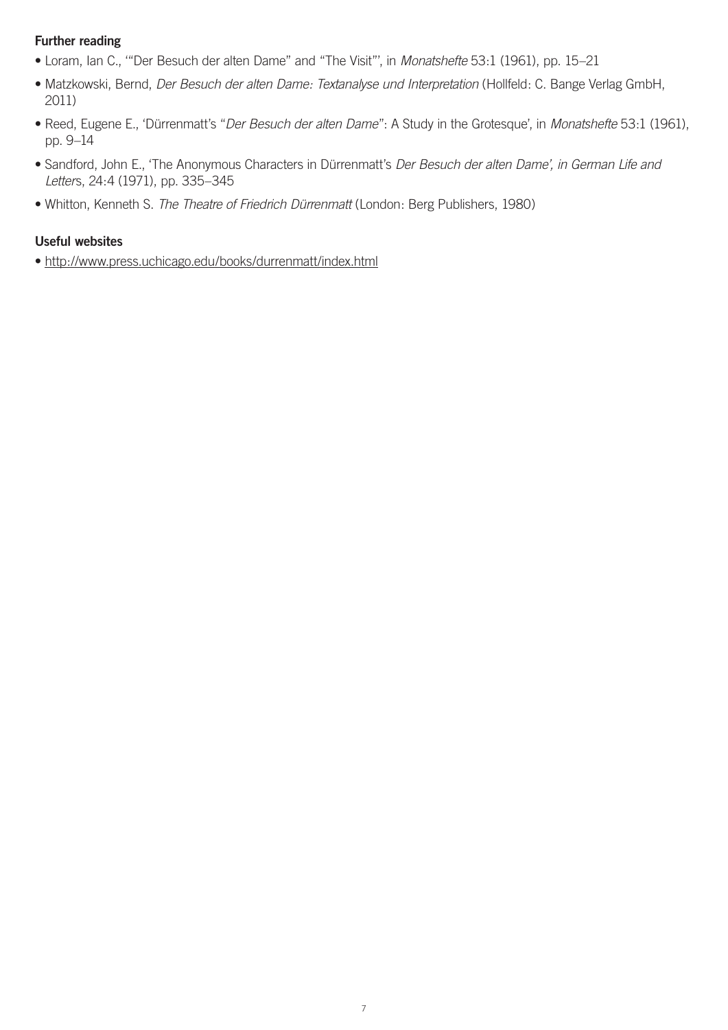**Further reading**

- Loram, Ian C., '"Der Besuch der alten Dame" and "The Visit"', in *Monatshefte* 53:1 (1961), pp. 15–21
- Matzkowski, Bernd, *Der Besuch der alten Dame: Textanalyse und Interpretation* (Hollfeld: C. Bange Verlag GmbH, 2011)
- Reed, Eugene E., 'Dürrenmatt's "*Der Besuch der alten Dame*": A Study in the Grotesque', in *Monatshefte* 53:1 (1961), pp. 9–14
- Sandford, John E., 'The Anonymous Characters in Dürrenmatt's *Der Besuch der alten Dame', in German Life and Letter*s, 24:4 (1971), pp. 335–345
- Whitton, Kenneth S. *The Theatre of Friedrich Dürrenmatt* (London: Berg Publishers, 1980)

**Useful websites**

- http://www.press.uchicago.edu/books/durrenmatt/index.html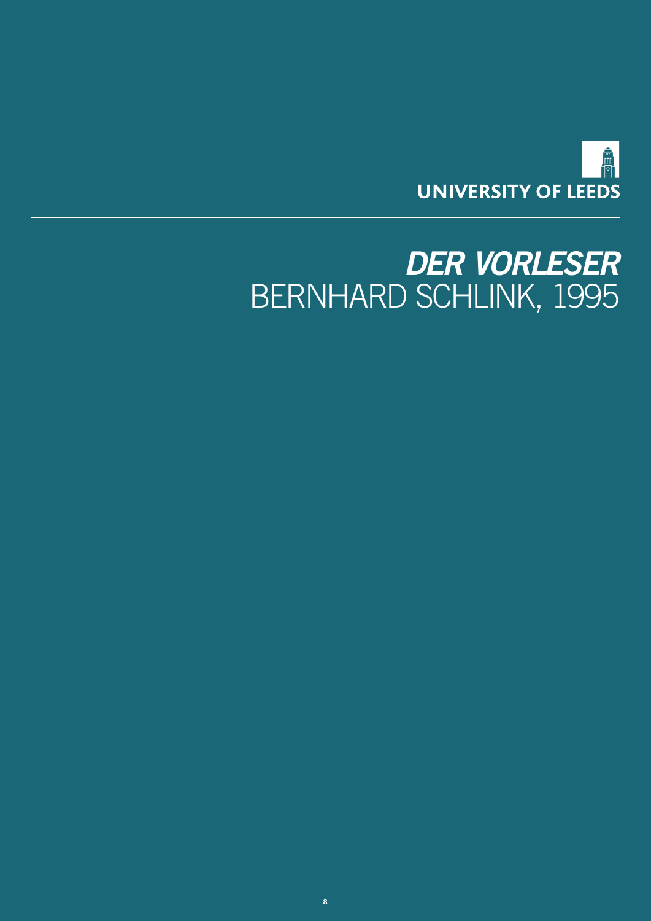UNIVERSITY OF LEEDS

# *DER VORLESER*
# BERNHARD SCHLINK, 1995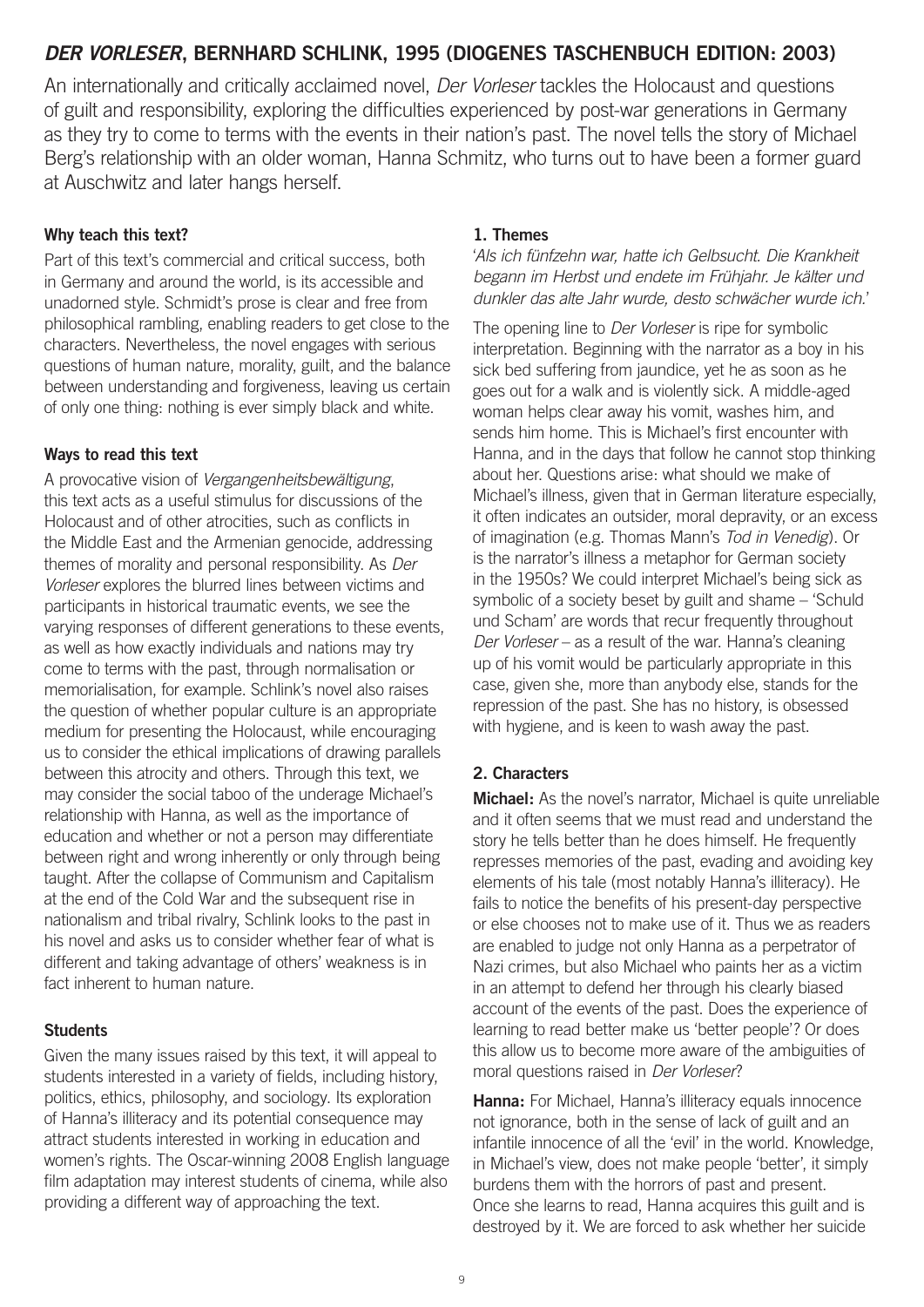## *DER VORLESER*, BERNHARD SCHLINK, 1995 (DIOGENES TASCHENBUCH EDITION: 2003)

An internationally and critically acclaimed novel, *Der Vorleser* tackles the Holocaust and questions of guilt and responsibility, exploring the difficulties experienced by post-war generations in Germany as they try to come to terms with the events in their nation's past. The novel tells the story of Michael Berg's relationship with an older woman, Hanna Schmitz, who turns out to have been a former guard at Auschwitz and later hangs herself.

### Why teach this text?

Part of this text's commercial and critical success, both in Germany and around the world, is its accessible and unadorned style. Schmidt's prose is clear and free from philosophical rambling, enabling readers to get close to the characters. Nevertheless, the novel engages with serious questions of human nature, morality, guilt, and the balance between understanding and forgiveness, leaving us certain of only one thing: nothing is ever simply black and white.

### Ways to read this text

A provocative vision of *Vergangenheitsbewältigung*, this text acts as a useful stimulus for discussions of the Holocaust and of other atrocities, such as conflicts in the Middle East and the Armenian genocide, addressing themes of morality and personal responsibility. As *Der Vorleser* explores the blurred lines between victims and participants in historical traumatic events, we see the varying responses of different generations to these events, as well as how exactly individuals and nations may try come to terms with the past, through normalisation or memorialisation, for example. Schlink's novel also raises the question of whether popular culture is an appropriate medium for presenting the Holocaust, while encouraging us to consider the ethical implications of drawing parallels between this atrocity and others. Through this text, we may consider the social taboo of the underage Michael's relationship with Hanna, as well as the importance of education and whether or not a person may differentiate between right and wrong inherently or only through being taught. After the collapse of Communism and Capitalism at the end of the Cold War and the subsequent rise in nationalism and tribal rivalry, Schlink looks to the past in his novel and asks us to consider whether fear of what is different and taking advantage of others' weakness is in fact inherent to human nature.

### Students

Given the many issues raised by this text, it will appeal to students interested in a variety of fields, including history, politics, ethics, philosophy, and sociology. Its exploration of Hanna's illiteracy and its potential consequence may attract students interested in working in education and women's rights. The Oscar-winning 2008 English language film adaptation may interest students of cinema, while also providing a different way of approaching the text.

### 1. Themes

'*Als ich fünfzehn war, hatte ich Gelbsucht. Die Krankheit begann im Herbst und endete im Frühjahr. Je kälter und dunkler das alte Jahr wurde, desto schwächer wurde ich.*'

The opening line to *Der Vorleser* is ripe for symbolic interpretation. Beginning with the narrator as a boy in his sick bed suffering from jaundice, yet he as soon as he goes out for a walk and is violently sick. A middle-aged woman helps clear away his vomit, washes him, and sends him home. This is Michael's first encounter with Hanna, and in the days that follow he cannot stop thinking about her. Questions arise: what should we make of Michael's illness, given that in German literature especially, it often indicates an outsider, moral depravity, or an excess of imagination (e.g. Thomas Mann's *Tod in Venedig*). Or is the narrator's illness a metaphor for German society in the 1950s? We could interpret Michael's being sick as symbolic of a society beset by guilt and shame – 'Schuld und Scham' are words that recur frequently throughout *Der Vorleser* – as a result of the war. Hanna's cleaning up of his vomit would be particularly appropriate in this case, given she, more than anybody else, stands for the repression of the past. She has no history, is obsessed with hygiene, and is keen to wash away the past.

### 2. Characters

**Michael:** As the novel's narrator, Michael is quite unreliable and it often seems that we must read and understand the story he tells better than he does himself. He frequently represses memories of the past, evading and avoiding key elements of his tale (most notably Hanna's illiteracy). He fails to notice the benefits of his present-day perspective or else chooses not to make use of it. Thus we as readers are enabled to judge not only Hanna as a perpetrator of Nazi crimes, but also Michael who paints her as a victim in an attempt to defend her through his clearly biased account of the events of the past. Does the experience of learning to read better make us 'better people'? Or does this allow us to become more aware of the ambiguities of moral questions raised in *Der Vorleser*?

**Hanna:** For Michael, Hanna's illiteracy equals innocence not ignorance, both in the sense of lack of guilt and an infantile innocence of all the 'evil' in the world. Knowledge, in Michael's view, does not make people 'better', it simply burdens them with the horrors of past and present. Once she learns to read, Hanna acquires this guilt and is destroyed by it. We are forced to ask whether her suicide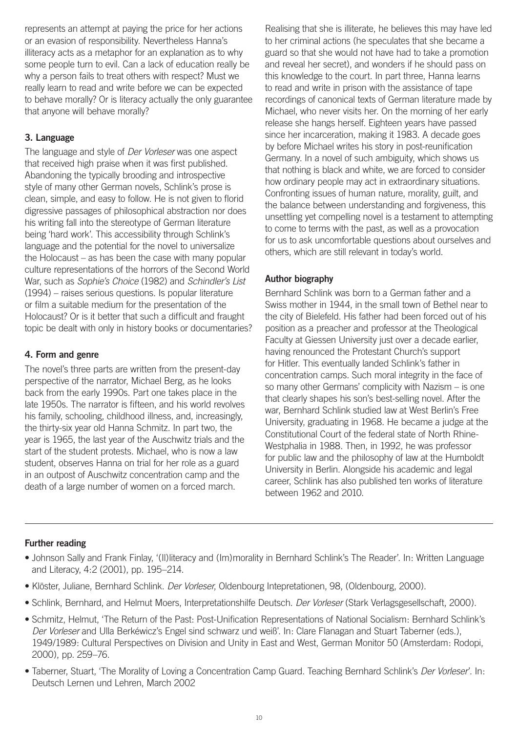represents an attempt at paying the price for her actions or an evasion of responsibility. Nevertheless Hanna's illiteracy acts as a metaphor for an explanation as to why some people turn to evil. Can a lack of education really be why a person fails to treat others with respect? Must we really learn to read and write before we can be expected to behave morally? Or is literacy actually the only guarantee that anyone will behave morally?

### 3. Language

The language and style of *Der Vorleser* was one aspect that received high praise when it was first published. Abandoning the typically brooding and introspective style of many other German novels, Schlink's prose is clean, simple, and easy to follow. He is not given to florid digressive passages of philosophical abstraction nor does his writing fall into the stereotype of German literature being 'hard work'. This accessibility through Schlink's language and the potential for the novel to universalize the Holocaust – as has been the case with many popular culture representations of the horrors of the Second World War, such as *Sophie's Choice* (1982) and *Schindler's List* (1994) – raises serious questions. Is popular literature or film a suitable medium for the presentation of the Holocaust? Or is it better that such a difficult and fraught topic be dealt with only in history books or documentaries?

### 4. Form and genre

The novel's three parts are written from the present-day perspective of the narrator, Michael Berg, as he looks back from the early 1990s. Part one takes place in the late 1950s. The narrator is fifteen, and his world revolves his family, schooling, childhood illness, and, increasingly, the thirty-six year old Hanna Schmitz. In part two, the year is 1965, the last year of the Auschwitz trials and the start of the student protests. Michael, who is now a law student, observes Hanna on trial for her role as a guard in an outpost of Auschwitz concentration camp and the death of a large number of women on a forced march. Realising that she is illiterate, he believes this may have led to her criminal actions (he speculates that she became a guard so that she would not have had to take a promotion and reveal her secret), and wonders if he should pass on this knowledge to the court. In part three, Hanna learns to read and write in prison with the assistance of tape recordings of canonical texts of German literature made by Michael, who never visits her. On the morning of her early release she hangs herself. Eighteen years have passed since her incarceration, making it 1983. A decade goes by before Michael writes his story in post-reunification Germany. In a novel of such ambiguity, which shows us that nothing is black and white, we are forced to consider how ordinary people may act in extraordinary situations. Confronting issues of human nature, morality, guilt, and the balance between understanding and forgiveness, this unsettling yet compelling novel is a testament to attempting to come to terms with the past, as well as a provocation for us to ask uncomfortable questions about ourselves and others, which are still relevant in today's world.

### Author biography

Bernhard Schlink was born to a German father and a Swiss mother in 1944, in the small town of Bethel near to the city of Bielefeld. His father had been forced out of his position as a preacher and professor at the Theological Faculty at Giessen University just over a decade earlier, having renounced the Protestant Church's support for Hitler. This eventually landed Schlink's father in concentration camps. Such moral integrity in the face of so many other Germans' complicity with Nazism – is one that clearly shapes his son's best-selling novel. After the war, Bernhard Schlink studied law at West Berlin's Free University, graduating in 1968. He became a judge at the Constitutional Court of the federal state of North Rhine-Westphalia in 1988. Then, in 1992, he was professor for public law and the philosophy of law at the Humboldt University in Berlin. Alongside his academic and legal career, Schlink has also published ten works of literature between 1962 and 2010.

---

### Further reading

- Johnson Sally and Frank Finlay, '(Il)literacy and (Im)morality in Bernhard Schlink's The Reader'. In: Written Language and Literacy, 4:2 (2001), pp. 195–214.
- Klöster, Juliane, Bernhard Schlink. *Der Vorleser*, Oldenbourg Intepretationen, 98, (Oldenbourg, 2000).
- Schlink, Bernhard, and Helmut Moers, Interpretationshilfe Deutsch. *Der Vorleser* (Stark Verlagsgesellschaft, 2000).
- Schmitz, Helmut, 'The Return of the Past: Post-Unification Representations of National Socialism: Bernhard Schlink's *Der Vorleser* and Ulla Berkéwicz's Engel sind schwarz und weiß'. In: Clare Flanagan and Stuart Taberner (eds.), 1949/1989: Cultural Perspectives on Division and Unity in East and West, German Monitor 50 (Amsterdam: Rodopi, 2000), pp. 259–76.
- Taberner, Stuart, 'The Morality of Loving a Concentration Camp Guard. Teaching Bernhard Schlink's *Der Vorleser*'. In: Deutsch Lernen und Lehren, March 2002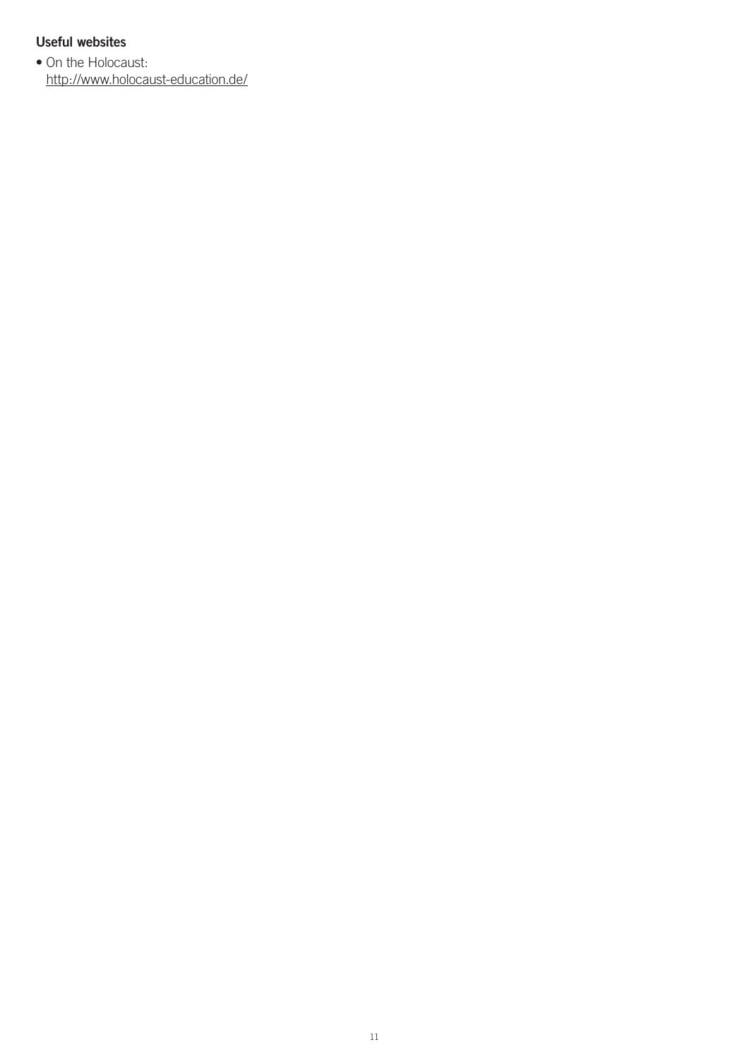**Useful websites**

- On the Holocaust:
  http://www.holocaust-education.de/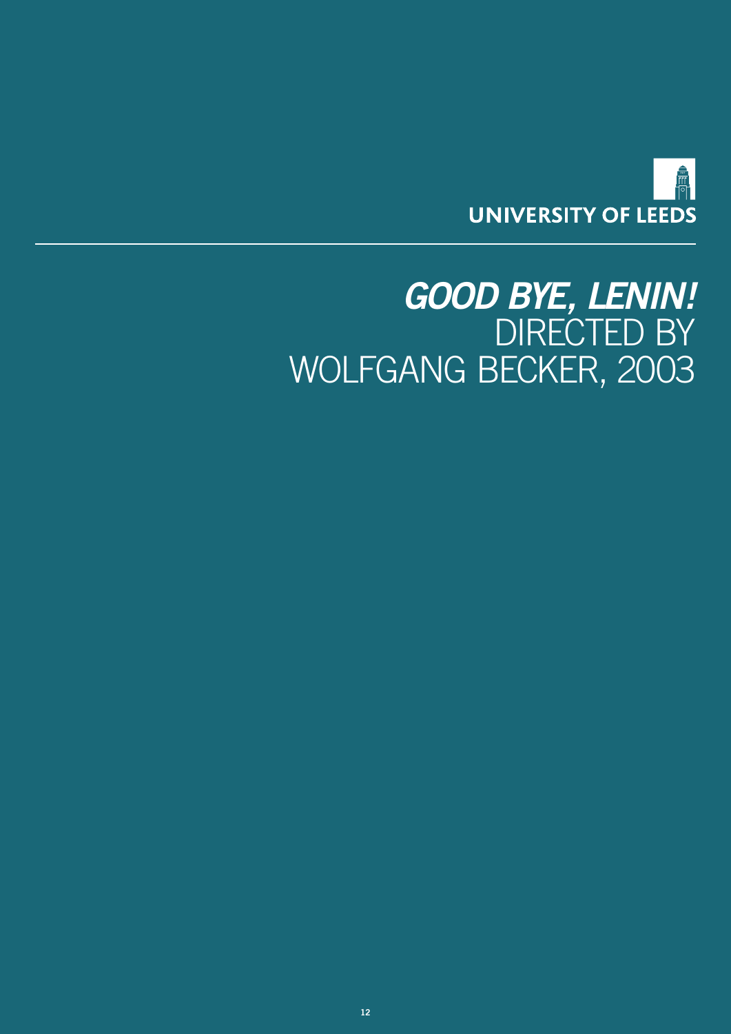UNIVERSITY OF LEEDS

# *GOOD BYE, LENIN!* DIRECTED BY WOLFGANG BECKER, 2003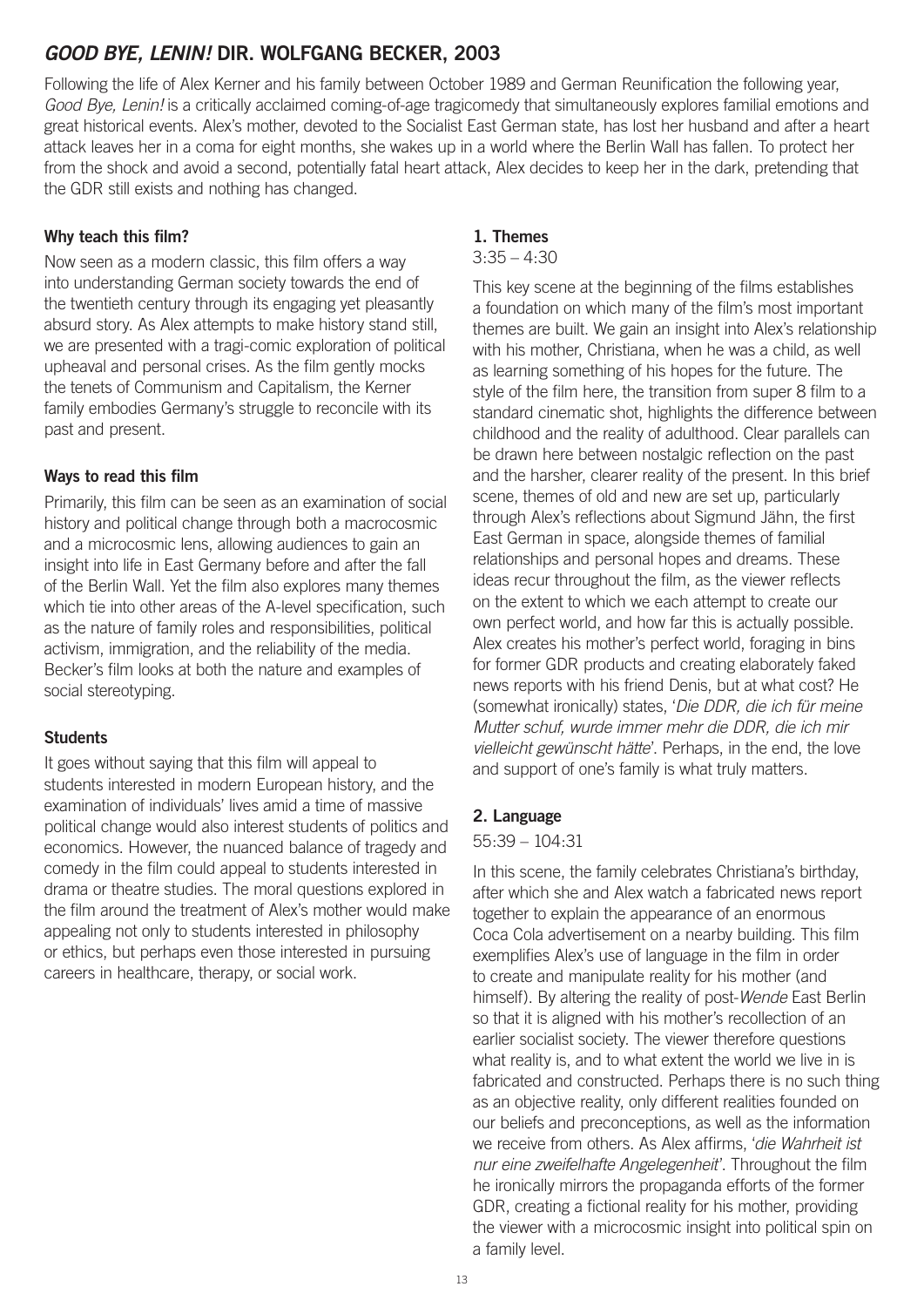## *GOOD BYE, LENIN!* DIR. WOLFGANG BECKER, 2003

Following the life of Alex Kerner and his family between October 1989 and German Reunification the following year, *Good Bye, Lenin!* is a critically acclaimed coming-of-age tragicomedy that simultaneously explores familial emotions and great historical events. Alex's mother, devoted to the Socialist East German state, has lost her husband and after a heart attack leaves her in a coma for eight months, she wakes up in a world where the Berlin Wall has fallen. To protect her from the shock and avoid a second, potentially fatal heart attack, Alex decides to keep her in the dark, pretending that the GDR still exists and nothing has changed.

### Why teach this film?

Now seen as a modern classic, this film offers a way into understanding German society towards the end of the twentieth century through its engaging yet pleasantly absurd story. As Alex attempts to make history stand still, we are presented with a tragi-comic exploration of political upheaval and personal crises. As the film gently mocks the tenets of Communism and Capitalism, the Kerner family embodies Germany's struggle to reconcile with its past and present.

### Ways to read this film

Primarily, this film can be seen as an examination of social history and political change through both a macrocosmic and a microcosmic lens, allowing audiences to gain an insight into life in East Germany before and after the fall of the Berlin Wall. Yet the film also explores many themes which tie into other areas of the A-level specification, such as the nature of family roles and responsibilities, political activism, immigration, and the reliability of the media. Becker's film looks at both the nature and examples of social stereotyping.

### Students

It goes without saying that this film will appeal to students interested in modern European history, and the examination of individuals' lives amid a time of massive political change would also interest students of politics and economics. However, the nuanced balance of tragedy and comedy in the film could appeal to students interested in drama or theatre studies. The moral questions explored in the film around the treatment of Alex's mother would make appealing not only to students interested in philosophy or ethics, but perhaps even those interested in pursuing careers in healthcare, therapy, or social work.

### 1. Themes

3:35 – 4:30

This key scene at the beginning of the films establishes a foundation on which many of the film's most important themes are built. We gain an insight into Alex's relationship with his mother, Christiana, when he was a child, as well as learning something of his hopes for the future. The style of the film here, the transition from super 8 film to a standard cinematic shot, highlights the difference between childhood and the reality of adulthood. Clear parallels can be drawn here between nostalgic reflection on the past and the harsher, clearer reality of the present. In this brief scene, themes of old and new are set up, particularly through Alex's reflections about Sigmund Jähn, the first East German in space, alongside themes of familial relationships and personal hopes and dreams. These ideas recur throughout the film, as the viewer reflects on the extent to which we each attempt to create our own perfect world, and how far this is actually possible. Alex creates his mother's perfect world, foraging in bins for former GDR products and creating elaborately faked news reports with his friend Denis, but at what cost? He (somewhat ironically) states, '*Die DDR, die ich für meine Mutter schuf, wurde immer mehr die DDR, die ich mir vielleicht gewünscht hätte*'. Perhaps, in the end, the love and support of one's family is what truly matters.

### 2. Language

55:39 – 104:31

In this scene, the family celebrates Christiana's birthday, after which she and Alex watch a fabricated news report together to explain the appearance of an enormous Coca Cola advertisement on a nearby building. This film exemplifies Alex's use of language in the film in order to create and manipulate reality for his mother (and himself). By altering the reality of post-*Wende* East Berlin so that it is aligned with his mother's recollection of an earlier socialist society. The viewer therefore questions what reality is, and to what extent the world we live in is fabricated and constructed. Perhaps there is no such thing as an objective reality, only different realities founded on our beliefs and preconceptions, as well as the information we receive from others. As Alex affirms, '*die Wahrheit ist nur eine zweifelhafte Angelegenheit*'. Throughout the film he ironically mirrors the propaganda efforts of the former GDR, creating a fictional reality for his mother, providing the viewer with a microcosmic insight into political spin on a family level.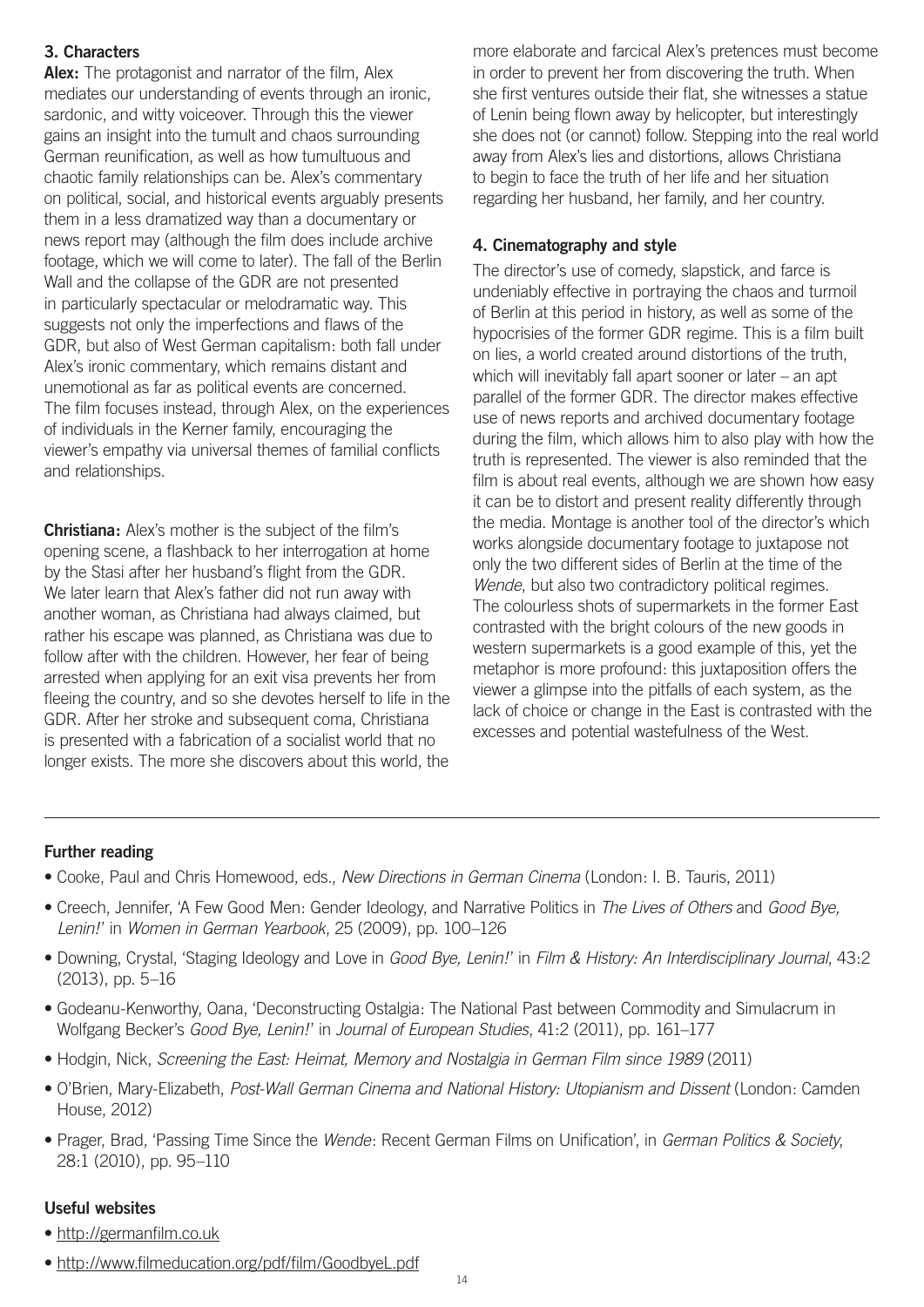### 3. Characters

**Alex:** The protagonist and narrator of the film, Alex mediates our understanding of events through an ironic, sardonic, and witty voiceover. Through this the viewer gains an insight into the tumult and chaos surrounding German reunification, as well as how tumultuous and chaotic family relationships can be. Alex's commentary on political, social, and historical events arguably presents them in a less dramatized way than a documentary or news report may (although the film does include archive footage, which we will come to later). The fall of the Berlin Wall and the collapse of the GDR are not presented in particularly spectacular or melodramatic way. This suggests not only the imperfections and flaws of the GDR, but also of West German capitalism: both fall under Alex's ironic commentary, which remains distant and unemotional as far as political events are concerned. The film focuses instead, through Alex, on the experiences of individuals in the Kerner family, encouraging the viewer's empathy via universal themes of familial conflicts and relationships.

**Christiana:** Alex's mother is the subject of the film's opening scene, a flashback to her interrogation at home by the Stasi after her husband's flight from the GDR. We later learn that Alex's father did not run away with another woman, as Christiana had always claimed, but rather his escape was planned, as Christiana was due to follow after with the children. However, her fear of being arrested when applying for an exit visa prevents her from fleeing the country, and so she devotes herself to life in the GDR. After her stroke and subsequent coma, Christiana is presented with a fabrication of a socialist world that no longer exists. The more she discovers about this world, the more elaborate and farcical Alex's pretences must become in order to prevent her from discovering the truth. When she first ventures outside their flat, she witnesses a statue of Lenin being flown away by helicopter, but interestingly she does not (or cannot) follow. Stepping into the real world away from Alex's lies and distortions, allows Christiana to begin to face the truth of her life and her situation regarding her husband, her family, and her country.

### 4. Cinematography and style

The director's use of comedy, slapstick, and farce is undeniably effective in portraying the chaos and turmoil of Berlin at this period in history, as well as some of the hypocrisies of the former GDR regime. This is a film built on lies, a world created around distortions of the truth, which will inevitably fall apart sooner or later – an apt parallel of the former GDR. The director makes effective use of news reports and archived documentary footage during the film, which allows him to also play with how the truth is represented. The viewer is also reminded that the film is about real events, although we are shown how easy it can be to distort and present reality differently through the media. Montage is another tool of the director's which works alongside documentary footage to juxtapose not only the two different sides of Berlin at the time of the *Wende*, but also two contradictory political regimes. The colourless shots of supermarkets in the former East contrasted with the bright colours of the new goods in western supermarkets is a good example of this, yet the metaphor is more profound: this juxtaposition offers the viewer a glimpse into the pitfalls of each system, as the lack of choice or change in the East is contrasted with the excesses and potential wastefulness of the West.

---

### Further reading

- Cooke, Paul and Chris Homewood, eds., *New Directions in German Cinema* (London: I. B. Tauris, 2011)
- Creech, Jennifer, 'A Few Good Men: Gender Ideology, and Narrative Politics in *The Lives of Others* and *Good Bye, Lenin!*' in *Women in German Yearbook*, 25 (2009), pp. 100–126
- Downing, Crystal, 'Staging Ideology and Love in *Good Bye, Lenin!*' in *Film & History: An Interdisciplinary Journal*, 43:2 (2013), pp. 5–16
- Godeanu-Kenworthy, Oana, 'Deconstructing Ostalgia: The National Past between Commodity and Simulacrum in Wolfgang Becker's *Good Bye, Lenin!*' in *Journal of European Studies*, 41:2 (2011), pp. 161–177
- Hodgin, Nick, *Screening the East: Heimat, Memory and Nostalgia in German Film since 1989* (2011)
- O'Brien, Mary-Elizabeth, *Post-Wall German Cinema and National History: Utopianism and Dissent* (London: Camden House, 2012)
- Prager, Brad, 'Passing Time Since the *Wende*: Recent German Films on Unification', in *German Politics & Society*, 28:1 (2010), pp. 95–110

### Useful websites

- http://germanfilm.co.uk
- http://www.filmeducation.org/pdf/film/GoodbyeL.pdf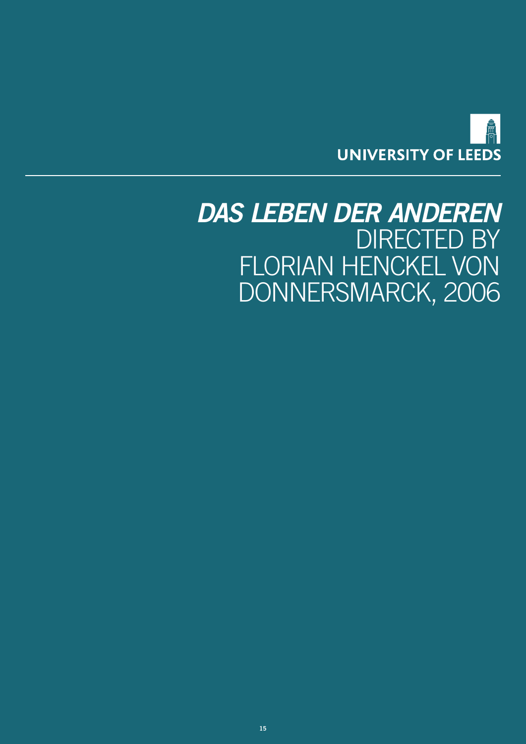UNIVERSITY OF LEEDS

# *DAS LEBEN DER ANDEREN* DIRECTED BY FLORIAN HENCKEL VON DONNERSMARCK, 2006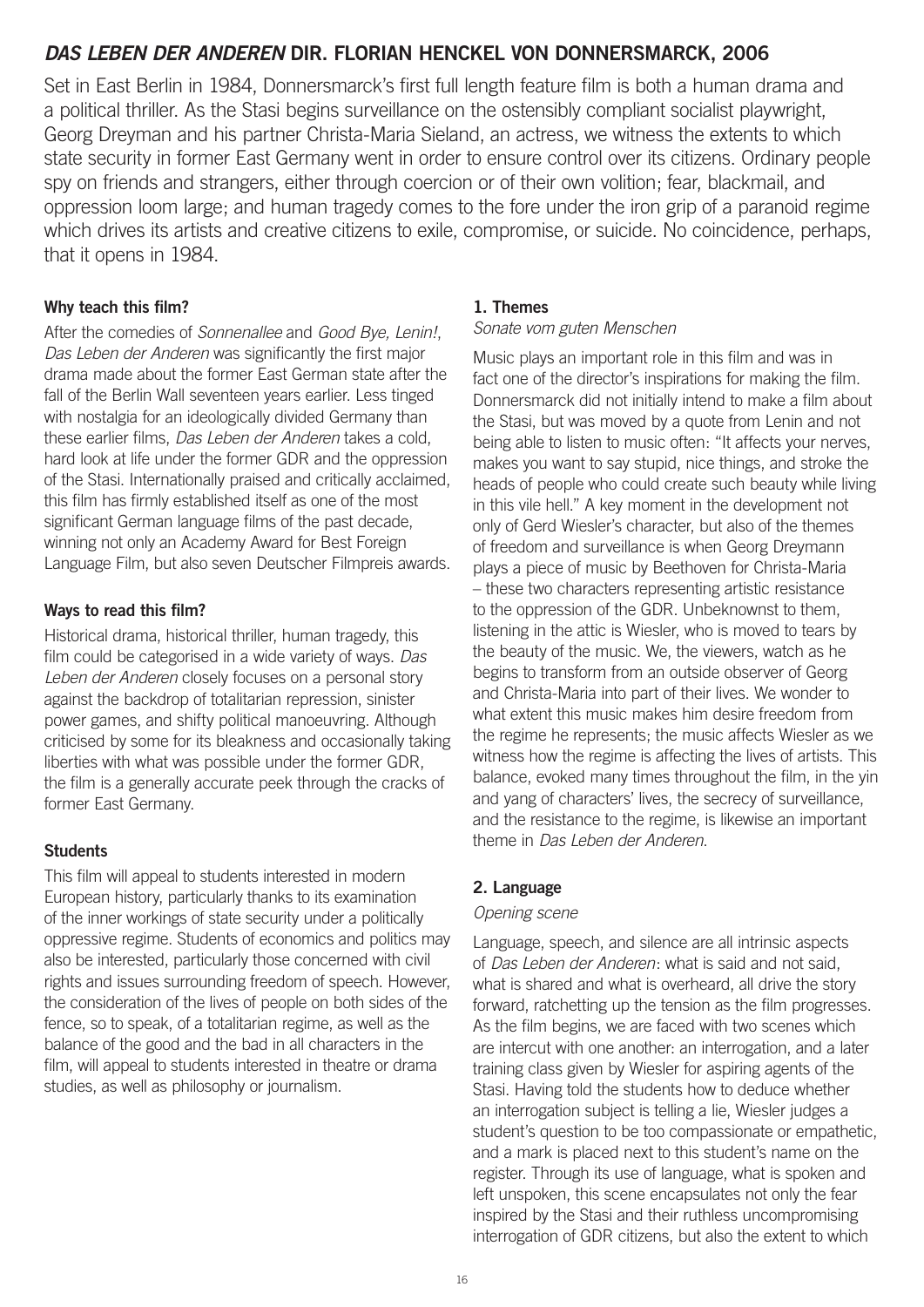## *DAS LEBEN DER ANDEREN* DIR. FLORIAN HENCKEL VON DONNERSMARCK, 2006

Set in East Berlin in 1984, Donnersmarck's first full length feature film is both a human drama and a political thriller. As the Stasi begins surveillance on the ostensibly compliant socialist playwright, Georg Dreyman and his partner Christa-Maria Sieland, an actress, we witness the extents to which state security in former East Germany went in order to ensure control over its citizens. Ordinary people spy on friends and strangers, either through coercion or of their own volition; fear, blackmail, and oppression loom large; and human tragedy comes to the fore under the iron grip of a paranoid regime which drives its artists and creative citizens to exile, compromise, or suicide. No coincidence, perhaps, that it opens in 1984.

**Why teach this film?**

After the comedies of *Sonnenallee* and *Good Bye, Lenin!*, *Das Leben der Anderen* was significantly the first major drama made about the former East German state after the fall of the Berlin Wall seventeen years earlier. Less tinged with nostalgia for an ideologically divided Germany than these earlier films, *Das Leben der Anderen* takes a cold, hard look at life under the former GDR and the oppression of the Stasi. Internationally praised and critically acclaimed, this film has firmly established itself as one of the most significant German language films of the past decade, winning not only an Academy Award for Best Foreign Language Film, but also seven Deutscher Filmpreis awards.

**Ways to read this film?**

Historical drama, historical thriller, human tragedy, this film could be categorised in a wide variety of ways. *Das Leben der Anderen* closely focuses on a personal story against the backdrop of totalitarian repression, sinister power games, and shifty political manoeuvring. Although criticised by some for its bleakness and occasionally taking liberties with what was possible under the former GDR, the film is a generally accurate peek through the cracks of former East Germany.

**Students**

This film will appeal to students interested in modern European history, particularly thanks to its examination of the inner workings of state security under a politically oppressive regime. Students of economics and politics may also be interested, particularly those concerned with civil rights and issues surrounding freedom of speech. However, the consideration of the lives of people on both sides of the fence, so to speak, of a totalitarian regime, as well as the balance of the good and the bad in all characters in the film, will appeal to students interested in theatre or drama studies, as well as philosophy or journalism.

**1. Themes**

*Sonate vom guten Menschen*

Music plays an important role in this film and was in fact one of the director's inspirations for making the film. Donnersmarck did not initially intend to make a film about the Stasi, but was moved by a quote from Lenin and not being able to listen to music often: "It affects your nerves, makes you want to say stupid, nice things, and stroke the heads of people who could create such beauty while living in this vile hell." A key moment in the development not only of Gerd Wiesler's character, but also of the themes of freedom and surveillance is when Georg Dreymann plays a piece of music by Beethoven for Christa-Maria – these two characters representing artistic resistance to the oppression of the GDR. Unbeknownst to them, listening in the attic is Wiesler, who is moved to tears by the beauty of the music. We, the viewers, watch as he begins to transform from an outside observer of Georg and Christa-Maria into part of their lives. We wonder to what extent this music makes him desire freedom from the regime he represents; the music affects Wiesler as we witness how the regime is affecting the lives of artists. This balance, evoked many times throughout the film, in the yin and yang of characters' lives, the secrecy of surveillance, and the resistance to the regime, is likewise an important theme in *Das Leben der Anderen*.

**2. Language**

*Opening scene*

Language, speech, and silence are all intrinsic aspects of *Das Leben der Anderen*: what is said and not said, what is shared and what is overheard, all drive the story forward, ratchetting up the tension as the film progresses. As the film begins, we are faced with two scenes which are intercut with one another: an interrogation, and a later training class given by Wiesler for aspiring agents of the Stasi. Having told the students how to deduce whether an interrogation subject is telling a lie, Wiesler judges a student's question to be too compassionate or empathetic, and a mark is placed next to this student's name on the register. Through its use of language, what is spoken and left unspoken, this scene encapsulates not only the fear inspired by the Stasi and their ruthless uncompromising interrogation of GDR citizens, but also the extent to which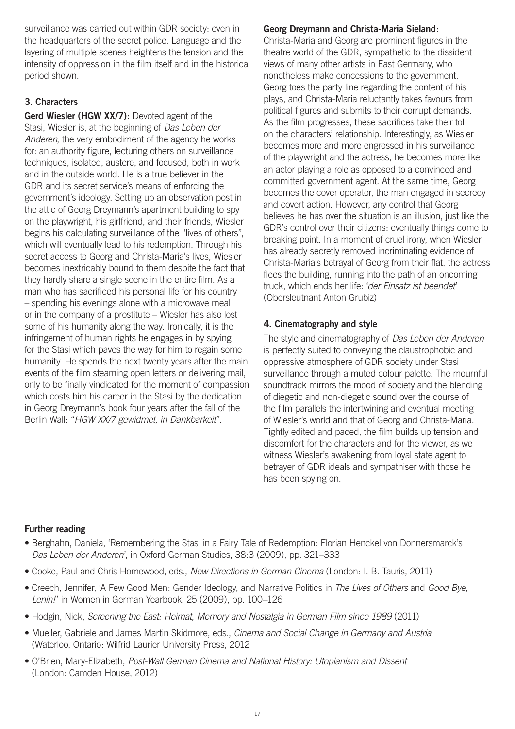surveillance was carried out within GDR society: even in the headquarters of the secret police. Language and the layering of multiple scenes heightens the tension and the intensity of oppression in the film itself and in the historical period shown.

### 3. Characters

**Gerd Wiesler (HGW XX/7):** Devoted agent of the Stasi, Wiesler is, at the beginning of *Das Leben der Anderen*, the very embodiment of the agency he works for: an authority figure, lecturing others on surveillance techniques, isolated, austere, and focused, both in work and in the outside world. He is a true believer in the GDR and its secret service's means of enforcing the government's ideology. Setting up an observation post in the attic of Georg Dreymann's apartment building to spy on the playwright, his girlfriend, and their friends, Wiesler begins his calculating surveillance of the "lives of others", which will eventually lead to his redemption. Through his secret access to Georg and Christa-Maria's lives, Wiesler becomes inextricably bound to them despite the fact that they hardly share a single scene in the entire film. As a man who has sacrificed his personal life for his country – spending his evenings alone with a microwave meal or in the company of a prostitute – Wiesler has also lost some of his humanity along the way. Ironically, it is the infringement of human rights he engages in by spying for the Stasi which paves the way for him to regain some humanity. He spends the next twenty years after the main events of the film steaming open letters or delivering mail, only to be finally vindicated for the moment of compassion which costs him his career in the Stasi by the dedication in Georg Dreymann's book four years after the fall of the Berlin Wall: "*HGW XX/7 gewidmet, in Dankbarkeit*".

**Georg Dreymann and Christa-Maria Sieland:** Christa-Maria and Georg are prominent figures in the theatre world of the GDR, sympathetic to the dissident views of many other artists in East Germany, who nonetheless make concessions to the government. Georg toes the party line regarding the content of his plays, and Christa-Maria reluctantly takes favours from political figures and submits to their corrupt demands. As the film progresses, these sacrifices take their toll on the characters' relationship. Interestingly, as Wiesler becomes more and more engrossed in his surveillance of the playwright and the actress, he becomes more like an actor playing a role as opposed to a convinced and committed government agent. At the same time, Georg becomes the cover operator, the man engaged in secrecy and covert action. However, any control that Georg believes he has over the situation is an illusion, just like the GDR's control over their citizens: eventually things come to breaking point. In a moment of cruel irony, when Wiesler has already secretly removed incriminating evidence of Christa-Maria's betrayal of Georg from their flat, the actress flees the building, running into the path of an oncoming truck, which ends her life: '*der Einsatz ist beendet*' (Obersleutnant Anton Grubiz)

### 4. Cinematography and style

The style and cinematography of *Das Leben der Anderen* is perfectly suited to conveying the claustrophobic and oppressive atmosphere of GDR society under Stasi surveillance through a muted colour palette. The mournful soundtrack mirrors the mood of society and the blending of diegetic and non-diegetic sound over the course of the film parallels the intertwining and eventual meeting of Wiesler's world and that of Georg and Christa-Maria. Tightly edited and paced, the film builds up tension and discomfort for the characters and for the viewer, as we witness Wiesler's awakening from loyal state agent to betrayer of GDR ideals and sympathiser with those he has been spying on.

---

### Further reading

- Berghahn, Daniela, 'Remembering the Stasi in a Fairy Tale of Redemption: Florian Henckel von Donnersmarck's *Das Leben der Anderen*', in Oxford German Studies, 38:3 (2009), pp. 321–333
- Cooke, Paul and Chris Homewood, eds., *New Directions in German Cinema* (London: I. B. Tauris, 2011)
- Creech, Jennifer, 'A Few Good Men: Gender Ideology, and Narrative Politics in *The Lives of Others* and *Good Bye, Lenin!*' in Women in German Yearbook, 25 (2009), pp. 100–126
- Hodgin, Nick, *Screening the East: Heimat, Memory and Nostalgia in German Film since 1989* (2011)
- Mueller, Gabriele and James Martin Skidmore, eds., *Cinema and Social Change in Germany and Austria* (Waterloo, Ontario: Wilfrid Laurier University Press, 2012
- O'Brien, Mary-Elizabeth, *Post-Wall German Cinema and National History: Utopianism and Dissent* (London: Camden House, 2012)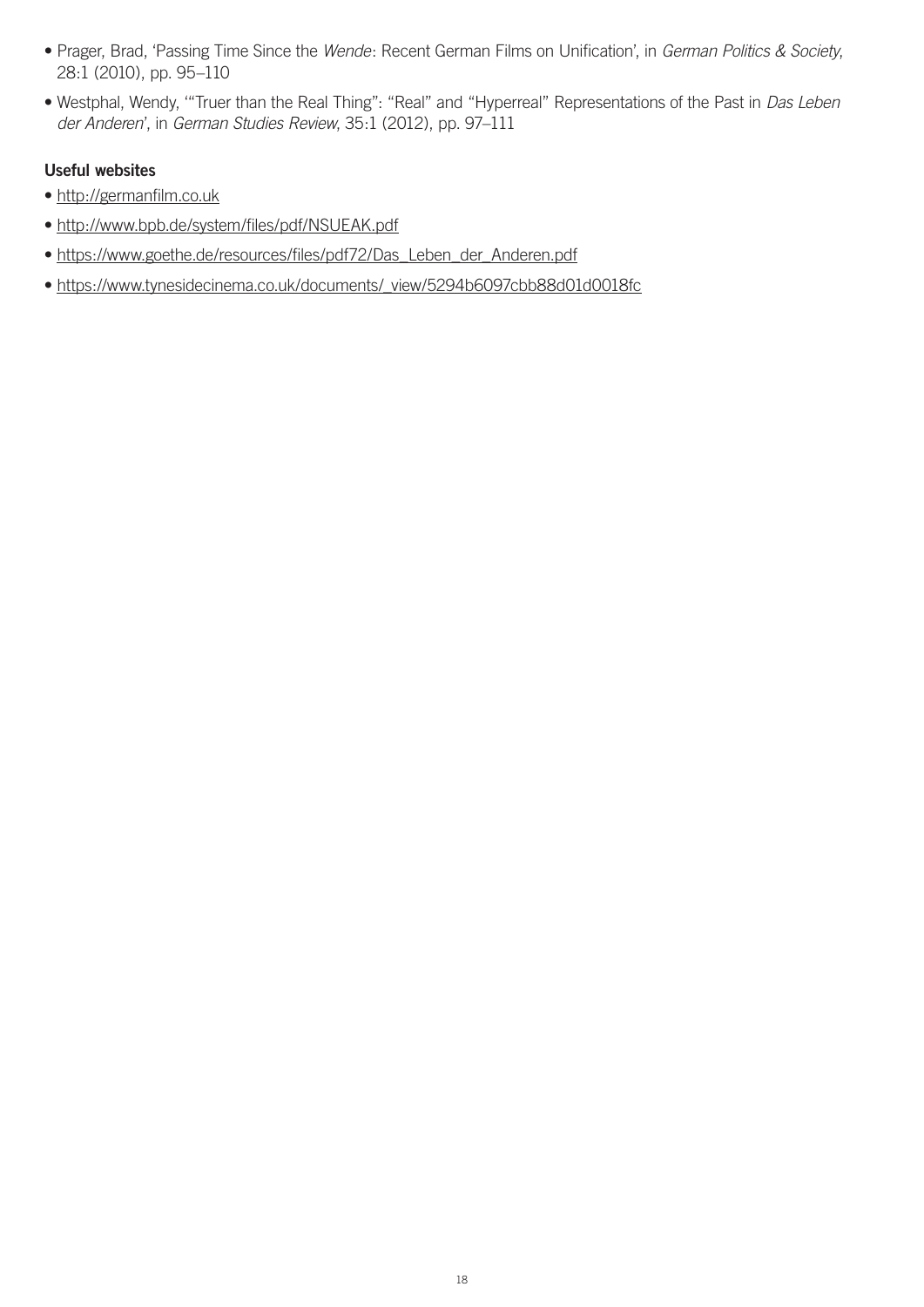- Prager, Brad, 'Passing Time Since the *Wende*: Recent German Films on Unification', in *German Politics & Society*, 28:1 (2010), pp. 95–110
- Westphal, Wendy, '"Truer than the Real Thing": "Real" and "Hyperreal" Representations of the Past in *Das Leben der Anderen*', in *German Studies Review*, 35:1 (2012), pp. 97–111

**Useful websites**

- http://germanfilm.co.uk
- http://www.bpb.de/system/files/pdf/NSUEAK.pdf
- https://www.goethe.de/resources/files/pdf72/Das_Leben_der_Anderen.pdf
- https://www.tynesidecinema.co.uk/documents/_view/5294b6097cbb88d01d0018fc